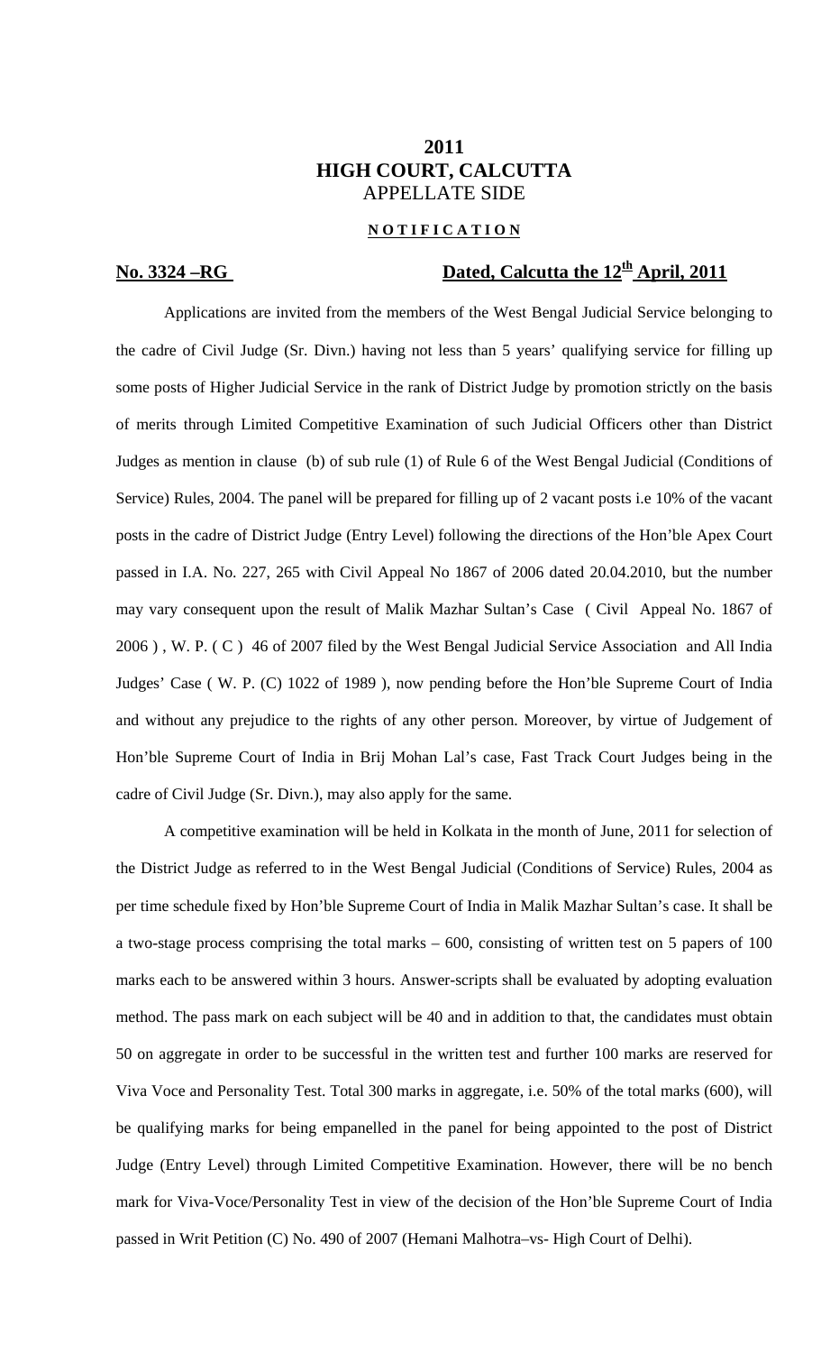# 2011
# HIGH COURT, CALCUTTA
## APPELLATE SIDE

**N O T I F I C A T I O N**

**No. 3324 –RG** **Dated, Calcutta the 12th April, 2011**

Applications are invited from the members of the West Bengal Judicial Service belonging to the cadre of Civil Judge (Sr. Divn.) having not less than 5 years' qualifying service for filling up some posts of Higher Judicial Service in the rank of District Judge by promotion strictly on the basis of merits through Limited Competitive Examination of such Judicial Officers other than District Judges as mention in clause (b) of sub rule (1) of Rule 6 of the West Bengal Judicial (Conditions of Service) Rules, 2004. The panel will be prepared for filling up of 2 vacant posts i.e 10% of the vacant posts in the cadre of District Judge (Entry Level) following the directions of the Hon'ble Apex Court passed in I.A. No. 227, 265 with Civil Appeal No 1867 of 2006 dated 20.04.2010, but the number may vary consequent upon the result of Malik Mazhar Sultan's Case ( Civil Appeal No. 1867 of 2006 ) , W. P. ( C ) 46 of 2007 filed by the West Bengal Judicial Service Association and All India Judges' Case ( W. P. (C) 1022 of 1989 ), now pending before the Hon'ble Supreme Court of India and without any prejudice to the rights of any other person. Moreover, by virtue of Judgement of Hon'ble Supreme Court of India in Brij Mohan Lal's case, Fast Track Court Judges being in the cadre of Civil Judge (Sr. Divn.), may also apply for the same.

A competitive examination will be held in Kolkata in the month of June, 2011 for selection of the District Judge as referred to in the West Bengal Judicial (Conditions of Service) Rules, 2004 as per time schedule fixed by Hon'ble Supreme Court of India in Malik Mazhar Sultan's case. It shall be a two-stage process comprising the total marks – 600, consisting of written test on 5 papers of 100 marks each to be answered within 3 hours. Answer-scripts shall be evaluated by adopting evaluation method. The pass mark on each subject will be 40 and in addition to that, the candidates must obtain 50 on aggregate in order to be successful in the written test and further 100 marks are reserved for Viva Voce and Personality Test. Total 300 marks in aggregate, i.e. 50% of the total marks (600), will be qualifying marks for being empanelled in the panel for being appointed to the post of District Judge (Entry Level) through Limited Competitive Examination. However, there will be no bench mark for Viva-Voce/Personality Test in view of the decision of the Hon'ble Supreme Court of India passed in Writ Petition (C) No. 490 of 2007 (Hemani Malhotra–vs- High Court of Delhi).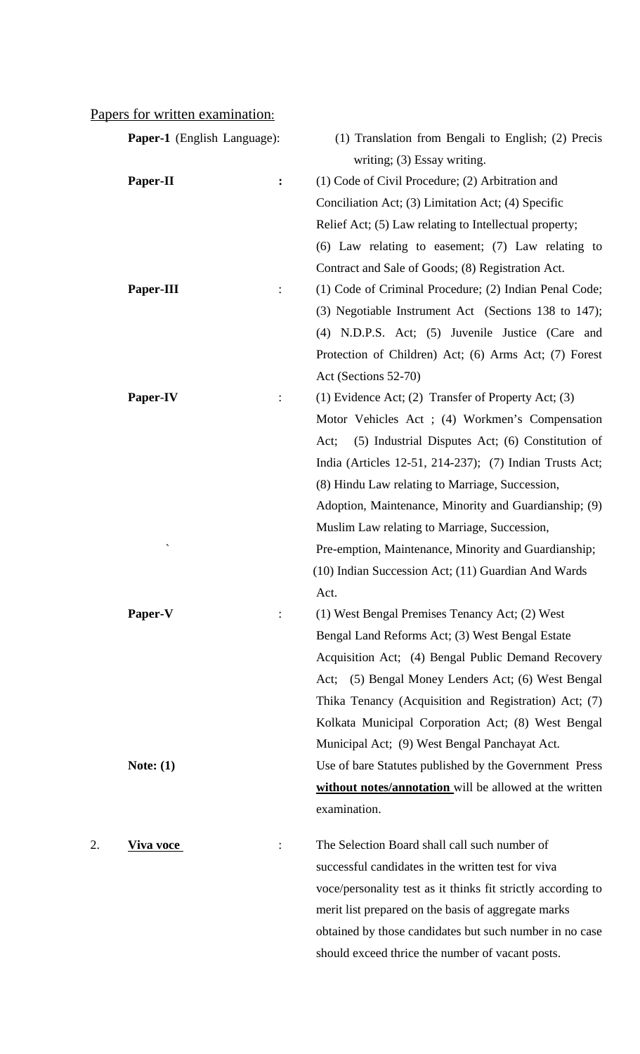Papers for written examination:

**Paper-1** (English Language): (1) Translation from Bengali to English; (2) Precis writing; (3) Essay writing.

**Paper-II** : (1) Code of Civil Procedure; (2) Arbitration and Conciliation Act; (3) Limitation Act; (4) Specific Relief Act; (5) Law relating to Intellectual property; (6) Law relating to easement; (7) Law relating to Contract and Sale of Goods; (8) Registration Act.

**Paper-III** : (1) Code of Criminal Procedure; (2) Indian Penal Code; (3) Negotiable Instrument Act (Sections 138 to 147); (4) N.D.P.S. Act; (5) Juvenile Justice (Care and Protection of Children) Act; (6) Arms Act; (7) Forest Act (Sections 52-70)

**Paper-IV** : (1) Evidence Act; (2) Transfer of Property Act; (3) Motor Vehicles Act ; (4) Workmen's Compensation Act; (5) Industrial Disputes Act; (6) Constitution of India (Articles 12-51, 214-237); (7) Indian Trusts Act; (8) Hindu Law relating to Marriage, Succession, Adoption, Maintenance, Minority and Guardianship; (9) Muslim Law relating to Marriage, Succession, Pre-emption, Maintenance, Minority and Guardianship; (10) Indian Succession Act; (11) Guardian And Wards Act.

**Paper-V** : (1) West Bengal Premises Tenancy Act; (2) West Bengal Land Reforms Act; (3) West Bengal Estate Acquisition Act; (4) Bengal Public Demand Recovery Act; (5) Bengal Money Lenders Act; (6) West Bengal Thika Tenancy (Acquisition and Registration) Act; (7) Kolkata Municipal Corporation Act; (8) West Bengal Municipal Act; (9) West Bengal Panchayat Act.

**Note: (1)** Use of bare Statutes published by the Government Press **without notes/annotation** will be allowed at the written examination.

2. **Viva voce** : The Selection Board shall call such number of successful candidates in the written test for viva voce/personality test as it thinks fit strictly according to merit list prepared on the basis of aggregate marks obtained by those candidates but such number in no case should exceed thrice the number of vacant posts.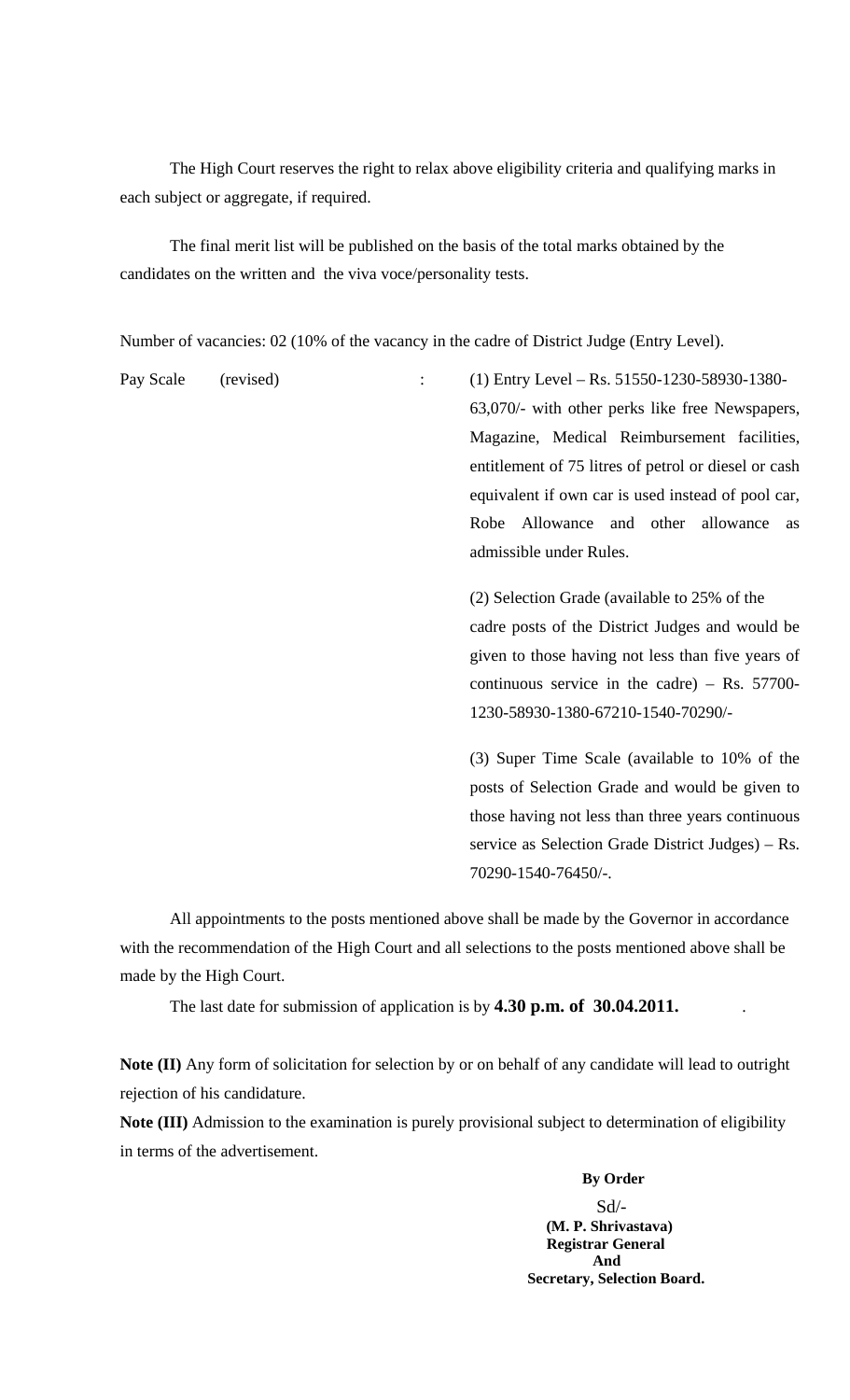The High Court reserves the right to relax above eligibility criteria and qualifying marks in each subject or aggregate, if required.

The final merit list will be published on the basis of the total marks obtained by the candidates on the written and the viva voce/personality tests.

Number of vacancies: 02 (10% of the vacancy in the cadre of District Judge (Entry Level).

Pay Scale (revised) :

(1) Entry Level – Rs. 51550-1230-58930-1380-63,070/- with other perks like free Newspapers, Magazine, Medical Reimbursement facilities, entitlement of 75 litres of petrol or diesel or cash equivalent if own car is used instead of pool car, Robe Allowance and other allowance as admissible under Rules.

(2) Selection Grade (available to 25% of the cadre posts of the District Judges and would be given to those having not less than five years of continuous service in the cadre) – Rs. 57700-1230-58930-1380-67210-1540-70290/-

(3) Super Time Scale (available to 10% of the posts of Selection Grade and would be given to those having not less than three years continuous service as Selection Grade District Judges) – Rs. 70290-1540-76450/-.

All appointments to the posts mentioned above shall be made by the Governor in accordance with the recommendation of the High Court and all selections to the posts mentioned above shall be made by the High Court.

The last date for submission of application is by **4.30 p.m. of 30.04.2011.**

**Note (II)** Any form of solicitation for selection by or on behalf of any candidate will lead to outright rejection of his candidature.

**Note (III)** Admission to the examination is purely provisional subject to determination of eligibility in terms of the advertisement.

**By Order**

Sd/-

**(M. P. Shrivastava)**
**Registrar General**
**And**
**Secretary, Selection Board.**